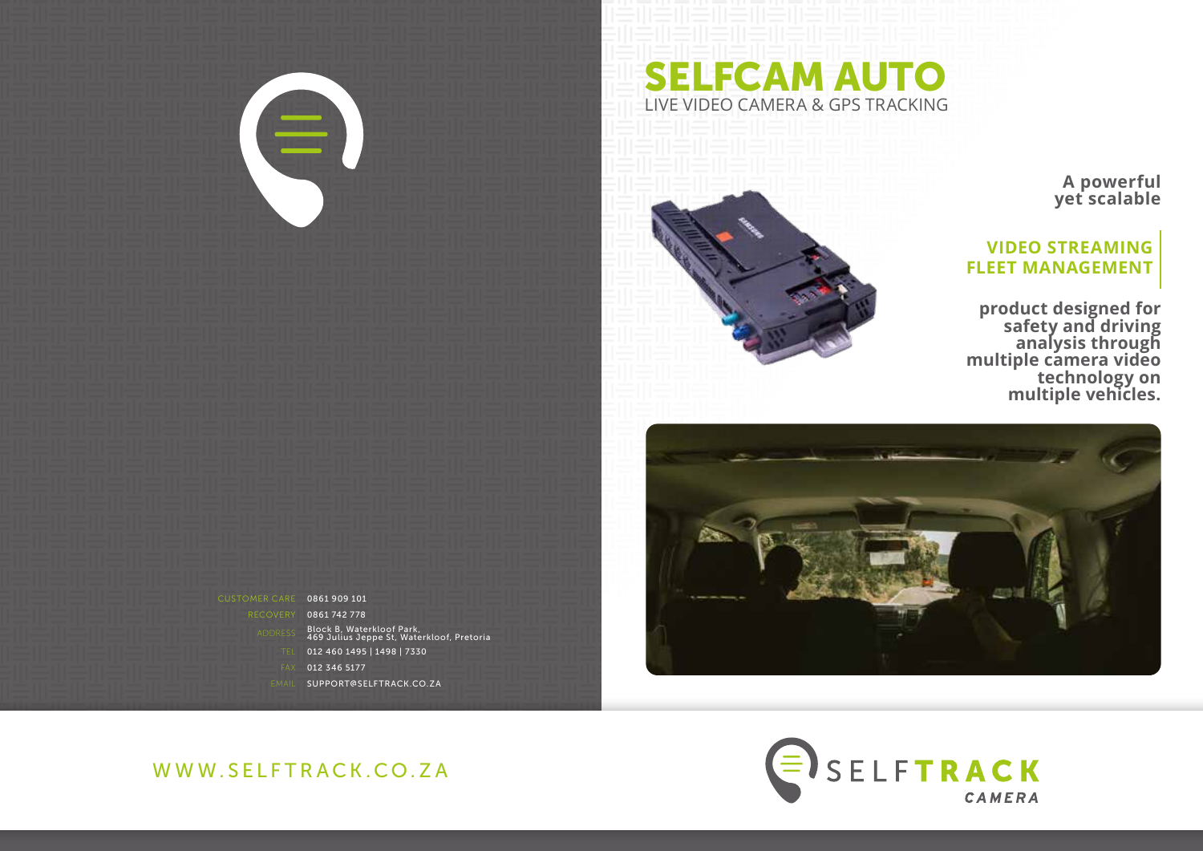# SELFCAM AUTO

LIVE VIDEO CAMERA & GPS TRACKING

**A powerful yet scalable**

**VIDEO STREAMING FLEET MANAGEMENT**

**product designed for safety and driving analysis through multiple camera video technology on multiple vehicles.**

| | |
|---|---|
| CUSTOMER CARE | 0861 909 101 |
| RECOVERY | 0861 742 778 |
| ADDRESS | Block B, Waterkloof Park, 469 Julius Jeppe St, Waterkloof, Pretoria |
| TEL | 012 460 1495 \| 1498 \| 7330 |
| FAX | 012 346 5177 |
| EMAIL | SUPPORT@SELFTRACK.CO.ZA |

WWW.SELFTRACK.CO.ZA

SELFTRACK CAMERA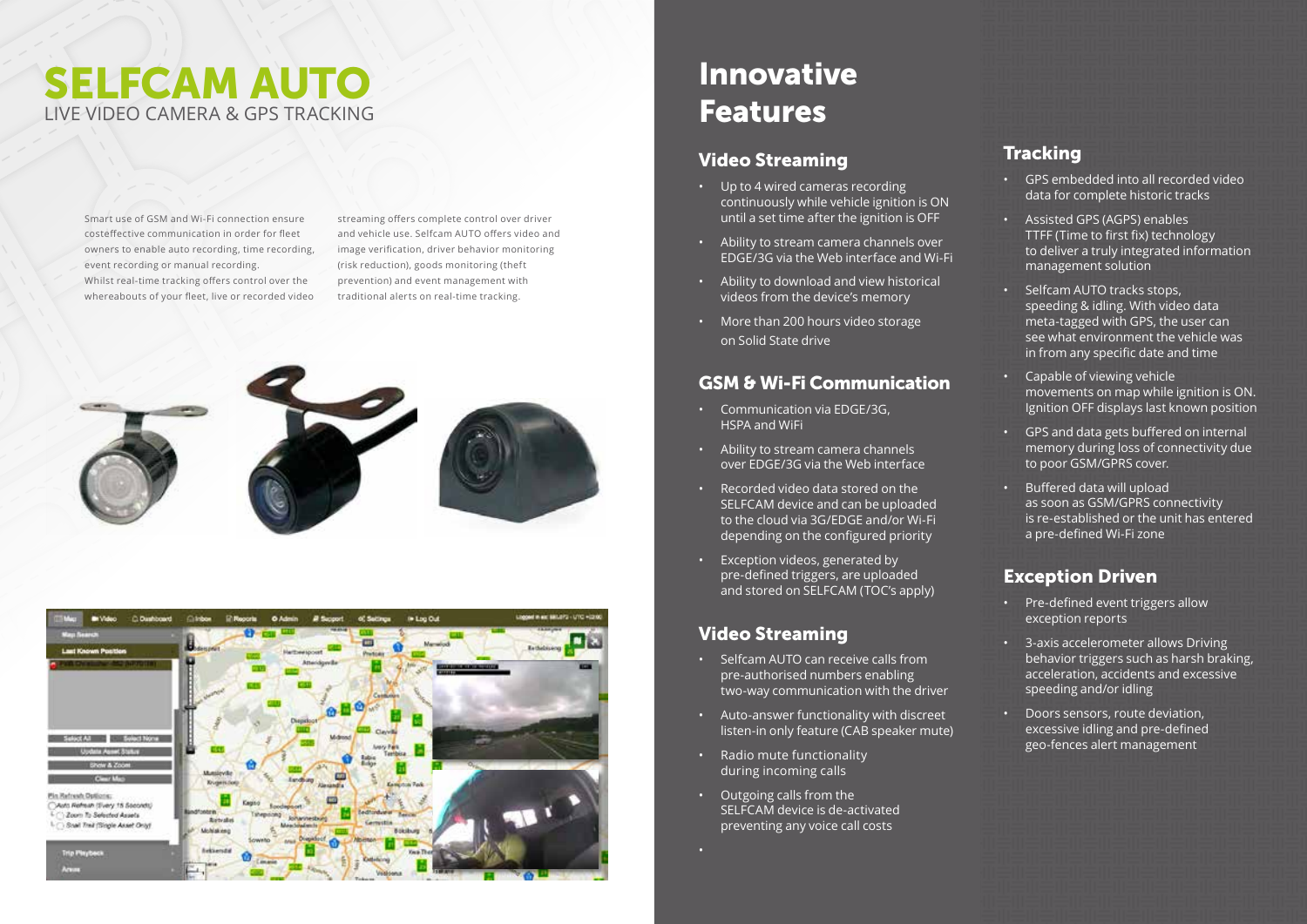# SELFCAM AUTO

LIVE VIDEO CAMERA & GPS TRACKING

Smart use of GSM and Wi-Fi connection ensure costeffective communication in order for fleet owners to enable auto recording, time recording, event recording or manual recording.
Whilst real-time tracking offers control over the whereabouts of your fleet, live or recorded video streaming offers complete control over driver and vehicle use. Selfcam AUTO offers video and image verification, driver behavior monitoring (risk reduction), goods monitoring (theft prevention) and event management with traditional alerts on real-time tracking.

# Innovative Features

## Video Streaming

- Up to 4 wired cameras recording continuously while vehicle ignition is ON until a set time after the ignition is OFF
- Ability to stream camera channels over EDGE/3G via the Web interface and Wi-Fi
- Ability to download and view historical videos from the device's memory
- More than 200 hours video storage on Solid State drive

## GSM & Wi-Fi Communication

- Communication via EDGE/3G, HSPA and WiFi
- Ability to stream camera channels over EDGE/3G via the Web interface
- Recorded video data stored on the SELFCAM device and can be uploaded to the cloud via 3G/EDGE and/or Wi-Fi depending on the configured priority
- Exception videos, generated by pre-defined triggers, are uploaded and stored on SELFCAM (TOC's apply)

## Video Streaming

- Selfcam AUTO can receive calls from pre-authorised numbers enabling two-way communication with the driver
- Auto-answer functionality with discreet listen-in only feature (CAB speaker mute)
- Radio mute functionality during incoming calls
- Outgoing calls from the SELFCAM device is de-activated preventing any voice call costs

## Tracking

- GPS embedded into all recorded video data for complete historic tracks
- Assisted GPS (AGPS) enables TTFF (Time to first fix) technology to deliver a truly integrated information management solution
- Selfcam AUTO tracks stops, speeding & idling. With video data meta-tagged with GPS, the user can see what environment the vehicle was in from any specific date and time
- Capable of viewing vehicle movements on map while ignition is ON. Ignition OFF displays last known position
- GPS and data gets buffered on internal memory during loss of connectivity due to poor GSM/GPRS cover.
- Buffered data will upload as soon as GSM/GPRS connectivity is re-established or the unit has entered a pre-defined Wi-Fi zone

## Exception Driven

- Pre-defined event triggers allow exception reports
- 3-axis accelerometer allows Driving behavior triggers such as harsh braking, acceleration, accidents and excessive speeding and/or idling
- Doors sensors, route deviation, excessive idling and pre-defined geo-fences alert management